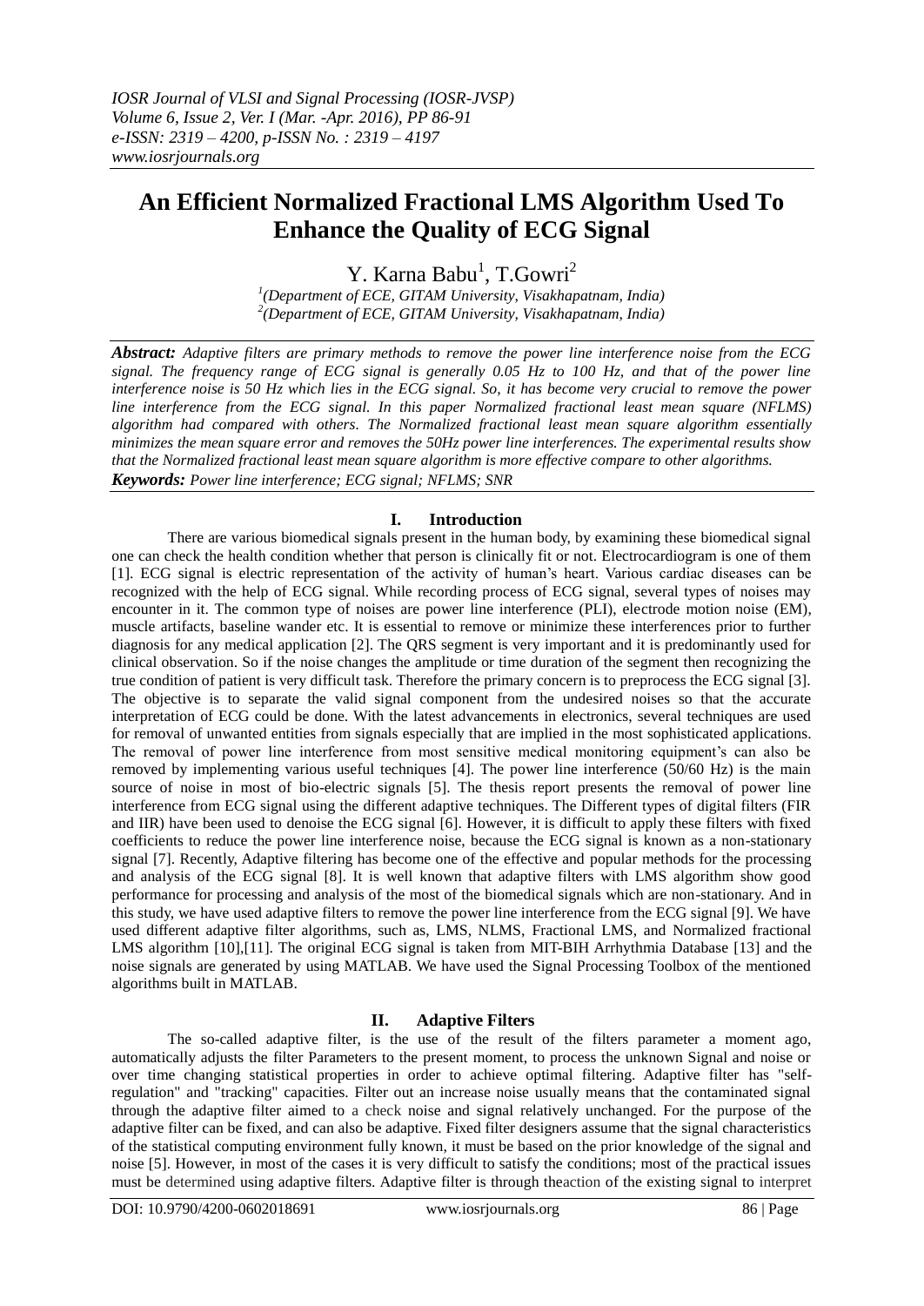# An Efficient Normalized Fractional LMS Algorithm Used To Enhance the Quality of ECG Signal

Y. Karna Babu[1], T.Gowri[2]

[1](Department of ECE, GITAM University, Visakhapatnam, India)
[2](Department of ECE, GITAM University, Visakhapatnam, India)

***Abstract:*** *Adaptive filters are primary methods to remove the power line interference noise from the ECG signal. The frequency range of ECG signal is generally 0.05 Hz to 100 Hz, and that of the power line interference noise is 50 Hz which lies in the ECG signal. So, it has become very crucial to remove the power line interference from the ECG signal. In this paper Normalized fractional least mean square (NFLMS) algorithm had compared with others. The Normalized fractional least mean square algorithm essentially minimizes the mean square error and removes the 50Hz power line interferences. The experimental results show that the Normalized fractional least mean square algorithm is more effective compare to other algorithms.*

***Keywords:*** *Power line interference; ECG signal; NFLMS; SNR*

## I. Introduction

There are various biomedical signals present in the human body, by examining these biomedical signal one can check the health condition whether that person is clinically fit or not. Electrocardiogram is one of them [1]. ECG signal is electric representation of the activity of human's heart. Various cardiac diseases can be recognized with the help of ECG signal. While recording process of ECG signal, several types of noises may encounter in it. The common type of noises are power line interference (PLI), electrode motion noise (EM), muscle artifacts, baseline wander etc. It is essential to remove or minimize these interferences prior to further diagnosis for any medical application [2]. The QRS segment is very important and it is predominantly used for clinical observation. So if the noise changes the amplitude or time duration of the segment then recognizing the true condition of patient is very difficult task. Therefore the primary concern is to preprocess the ECG signal [3]. The objective is to separate the valid signal component from the undesired noises so that the accurate interpretation of ECG could be done. With the latest advancements in electronics, several techniques are used for removal of unwanted entities from signals especially that are implied in the most sophisticated applications. The removal of power line interference from most sensitive medical monitoring equipment's can also be removed by implementing various useful techniques [4]. The power line interference (50/60 Hz) is the main source of noise in most of bio-electric signals [5]. The thesis report presents the removal of power line interference from ECG signal using the different adaptive techniques. The Different types of digital filters (FIR and IIR) have been used to denoise the ECG signal [6]. However, it is difficult to apply these filters with fixed coefficients to reduce the power line interference noise, because the ECG signal is known as a non-stationary signal [7]. Recently, Adaptive filtering has become one of the effective and popular methods for the processing and analysis of the ECG signal [8]. It is well known that adaptive filters with LMS algorithm show good performance for processing and analysis of the most of the biomedical signals which are non-stationary. And in this study, we have used adaptive filters to remove the power line interference from the ECG signal [9]. We have used different adaptive filter algorithms, such as, LMS, NLMS, Fractional LMS, and Normalized fractional LMS algorithm [10],[11]. The original ECG signal is taken from MIT-BIH Arrhythmia Database [13] and the noise signals are generated by using MATLAB. We have used the Signal Processing Toolbox of the mentioned algorithms built in MATLAB.

## II. Adaptive Filters

The so-called adaptive filter, is the use of the result of the filters parameter a moment ago, automatically adjusts the filter Parameters to the present moment, to process the unknown Signal and noise or over time changing statistical properties in order to achieve optimal filtering. Adaptive filter has "self-regulation" and "tracking" capacities. Filter out an increase noise usually means that the contaminated signal through the adaptive filter aimed to a check noise and signal relatively unchanged. For the purpose of the adaptive filter can be fixed, and can also be adaptive. Fixed filter designers assume that the signal characteristics of the statistical computing environment fully known, it must be based on the prior knowledge of the signal and noise [5]. However, in most of the cases it is very difficult to satisfy the conditions; most of the practical issues must be determined using adaptive filters. Adaptive filter is through theaction of the existing signal to interpret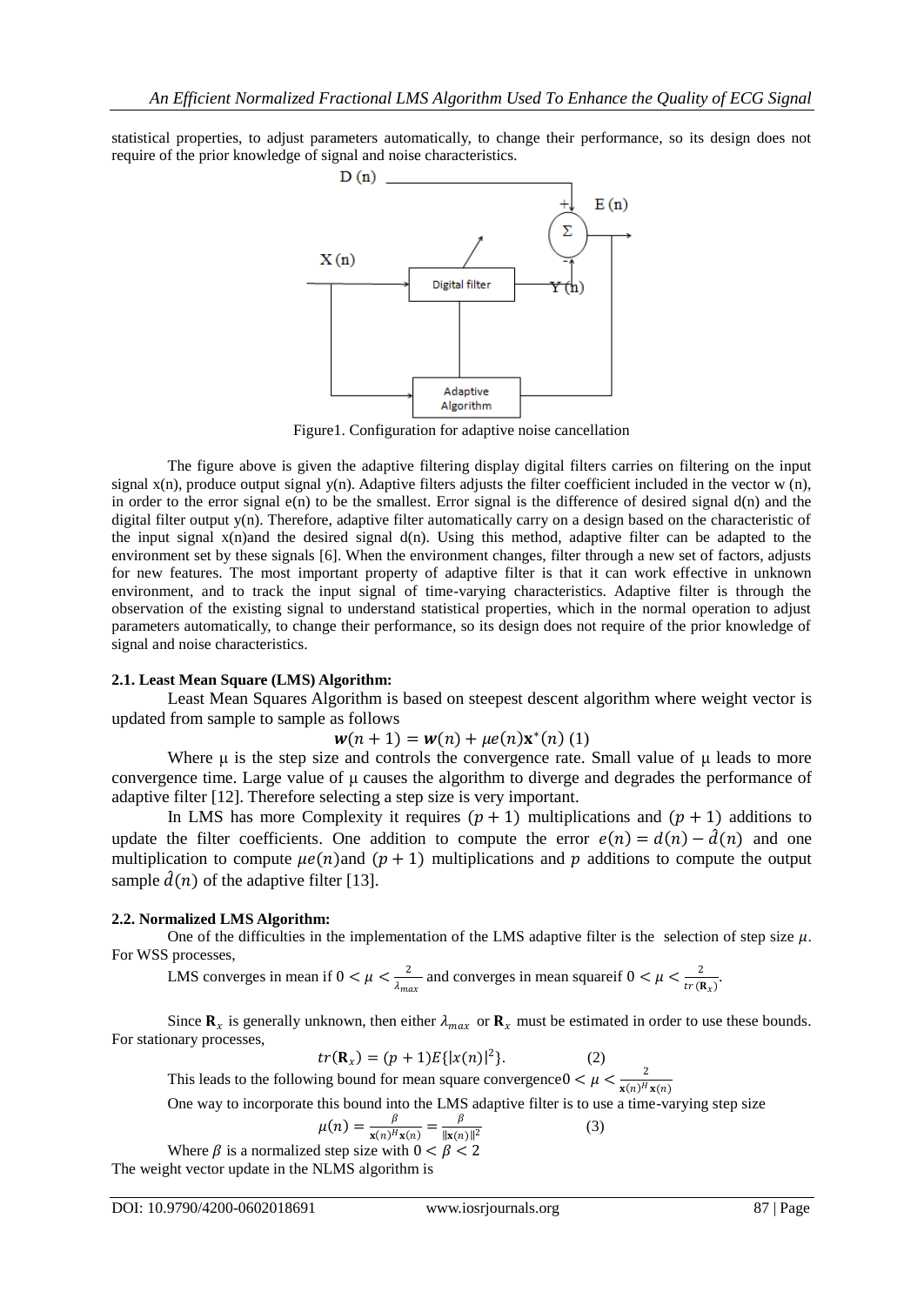statistical properties, to adjust parameters automatically, to change their performance, so its design does not require of the prior knowledge of signal and noise characteristics.

Figure1. Configuration for adaptive noise cancellation

The figure above is given the adaptive filtering display digital filters carries on filtering on the input signal x(n), produce output signal y(n). Adaptive filters adjusts the filter coefficient included in the vector w (n), in order to the error signal e(n) to be the smallest. Error signal is the difference of desired signal d(n) and the digital filter output y(n). Therefore, adaptive filter automatically carry on a design based on the characteristic of the input signal x(n)and the desired signal d(n). Using this method, adaptive filter can be adapted to the environment set by these signals [6]. When the environment changes, filter through a new set of factors, adjusts for new features. The most important property of adaptive filter is that it can work effective in unknown environment, and to track the input signal of time-varying characteristics. Adaptive filter is through the observation of the existing signal to understand statistical properties, which in the normal operation to adjust parameters automatically, to change their performance, so its design does not require of the prior knowledge of signal and noise characteristics.

### 2.1. Least Mean Square (LMS) Algorithm:

Least Mean Squares Algorithm is based on steepest descent algorithm where weight vector is updated from sample to sample as follows

$$\boldsymbol{w}(n+1) = \boldsymbol{w}(n) + \mu e(n)\mathbf{x}^*(n) \quad (1)$$

Where μ is the step size and controls the convergence rate. Small value of μ leads to more convergence time. Large value of μ causes the algorithm to diverge and degrades the performance of adaptive filter [12]. Therefore selecting a step size is very important.

In LMS has more Complexity it requires $(p+1)$ multiplications and $(p+1)$ additions to update the filter coefficients. One addition to compute the error $e(n) = d(n) - \hat{d}(n)$ and one multiplication to compute $\mu e(n)$and $(p+1)$ multiplications and $p$ additions to compute the output sample $\hat{d}(n)$ of the adaptive filter [13].

### 2.2. Normalized LMS Algorithm:

One of the difficulties in the implementation of the LMS adaptive filter is the selection of step size $\mu$. For WSS processes,

LMS converges in mean if $0 < \mu < \frac{2}{\lambda_{max}}$ and converges in mean squareif $0 < \mu < \frac{2}{tr(\mathbf{R}_x)}$.

Since $\mathbf{R}_x$ is generally unknown, then either $\lambda_{max}$ or $\mathbf{R}_x$ must be estimated in order to use these bounds. For stationary processes,

$$tr(\mathbf{R}_x) = (p+1)E\{|x(n)|^2\}. \quad (2)$$

This leads to the following bound for mean square convergence$0 < \mu < \frac{2}{\mathbf{x}(n)^H\mathbf{x}(n)}$

One way to incorporate this bound into the LMS adaptive filter is to use a time-varying step size

$$\mu(n) = \frac{\beta}{\mathbf{x}(n)^H\mathbf{x}(n)} = \frac{\beta}{\|\mathbf{x}(n)\|^2} \quad (3)$$

Where $\beta$ is a normalized step size with $0 < \beta < 2$

The weight vector update in the NLMS algorithm is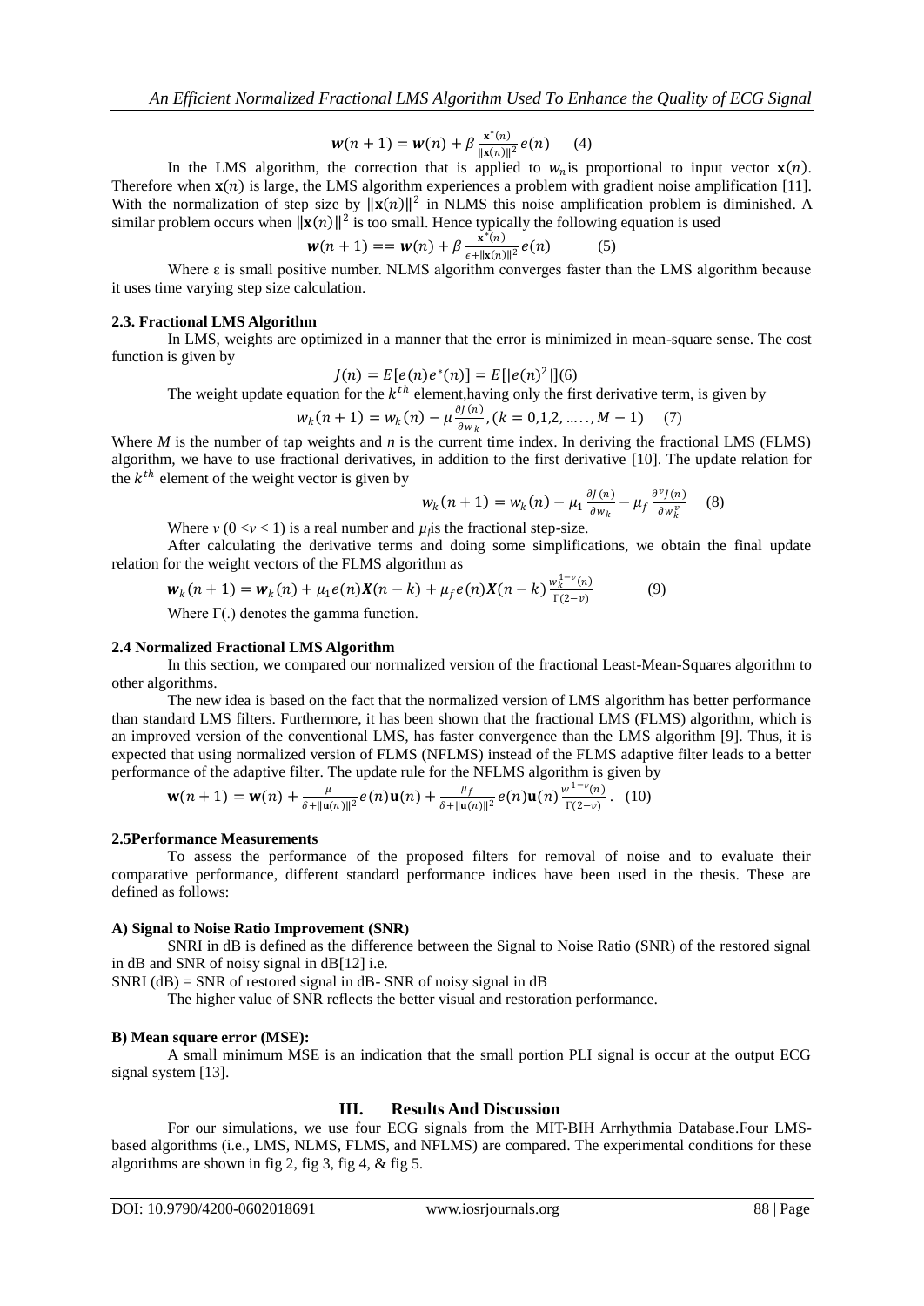$$\boldsymbol{w}(n+1) = \boldsymbol{w}(n) + \beta \frac{\mathbf{x}^*(n)}{\|\mathbf{x}(n)\|^2} e(n) \quad (4)$$

In the LMS algorithm, the correction that is applied to $w_n$ is proportional to input vector $\mathbf{x}(n)$. Therefore when $\mathbf{x}(n)$ is large, the LMS algorithm experiences a problem with gradient noise amplification [11]. With the normalization of step size by $\|\mathbf{x}(n)\|^2$ in NLMS this noise amplification problem is diminished. A similar problem occurs when $\|\mathbf{x}(n)\|^2$ is too small. Hence typically the following equation is used

$$\boldsymbol{w}(n+1) == \boldsymbol{w}(n) + \beta \frac{\mathbf{x}^*(n)}{\epsilon + \|\mathbf{x}(n)\|^2} e(n) \quad (5)$$

Where ε is small positive number. NLMS algorithm converges faster than the LMS algorithm because it uses time varying step size calculation.

#### 2.3. Fractional LMS Algorithm

In LMS, weights are optimized in a manner that the error is minimized in mean-square sense. The cost function is given by

$$J(n) = E[e(n)e^*(n)] = E[|e(n)^2|](6)$$

The weight update equation for the $k^{th}$ element,having only the first derivative term, is given by

$$w_k(n+1) = w_k(n) - \mu \frac{\partial J(n)}{\partial w_k}, (k = 0,1,2, \ldots\ldots, M-1) \quad (7)$$

Where $M$ is the number of tap weights and $n$ is the current time index. In deriving the fractional LMS (FLMS) algorithm, we have to use fractional derivatives, in addition to the first derivative [10]. The update relation for the $k^{th}$ element of the weight vector is given by

$$w_k(n+1) = w_k(n) - \mu_1 \frac{\partial J(n)}{\partial w_k} - \mu_f \frac{\partial^v J(n)}{\partial w_k^v} \quad (8)$$

Where $v$ $(0 < v < 1)$ is a real number and $\mu_f$ is the fractional step-size.

After calculating the derivative terms and doing some simplifications, we obtain the final update relation for the weight vectors of the FLMS algorithm as

$$\boldsymbol{w}_k(n+1) = \boldsymbol{w}_k(n) + \mu_1 e(n)\boldsymbol{X}(n-k) + \mu_f e(n)\boldsymbol{X}(n-k)\frac{w_k^{1-v}(n)}{\Gamma(2-v)} \quad (9)$$

Where Γ(.) denotes the gamma function.

#### 2.4 Normalized Fractional LMS Algorithm

In this section, we compared our normalized version of the fractional Least-Mean-Squares algorithm to other algorithms.

The new idea is based on the fact that the normalized version of LMS algorithm has better performance than standard LMS filters. Furthermore, it has been shown that the fractional LMS (FLMS) algorithm, which is an improved version of the conventional LMS, has faster convergence than the LMS algorithm [9]. Thus, it is expected that using normalized version of FLMS (NFLMS) instead of the FLMS adaptive filter leads to a better performance of the adaptive filter. The update rule for the NFLMS algorithm is given by

$$\mathbf{w}(n+1) = \mathbf{w}(n) + \frac{\mu}{\delta + \|\mathbf{u}(n)\|^2} e(n)\mathbf{u}(n) + \frac{\mu_f}{\delta + \|\mathbf{u}(n)\|^2} e(n)\mathbf{u}(n)\frac{w^{1-v}(n)}{\Gamma(2-v)}. \quad (10)$$

#### 2.5Performance Measurements

To assess the performance of the proposed filters for removal of noise and to evaluate their comparative performance, different standard performance indices have been used in the thesis. These are defined as follows:

**A) Signal to Noise Ratio Improvement (SNR)**

SNRI in dB is defined as the difference between the Signal to Noise Ratio (SNR) of the restored signal in dB and SNR of noisy signal in dB[12] i.e.

SNRI (dB) = SNR of restored signal in dB- SNR of noisy signal in dB

The higher value of SNR reflects the better visual and restoration performance.

**B) Mean square error (MSE):**

A small minimum MSE is an indication that the small portion PLI signal is occur at the output ECG signal system [13].

## III. Results And Discussion

For our simulations, we use four ECG signals from the MIT-BIH Arrhythmia Database.Four LMS-based algorithms (i.e., LMS, NLMS, FLMS, and NFLMS) are compared. The experimental conditions for these algorithms are shown in fig 2, fig 3, fig 4, & fig 5.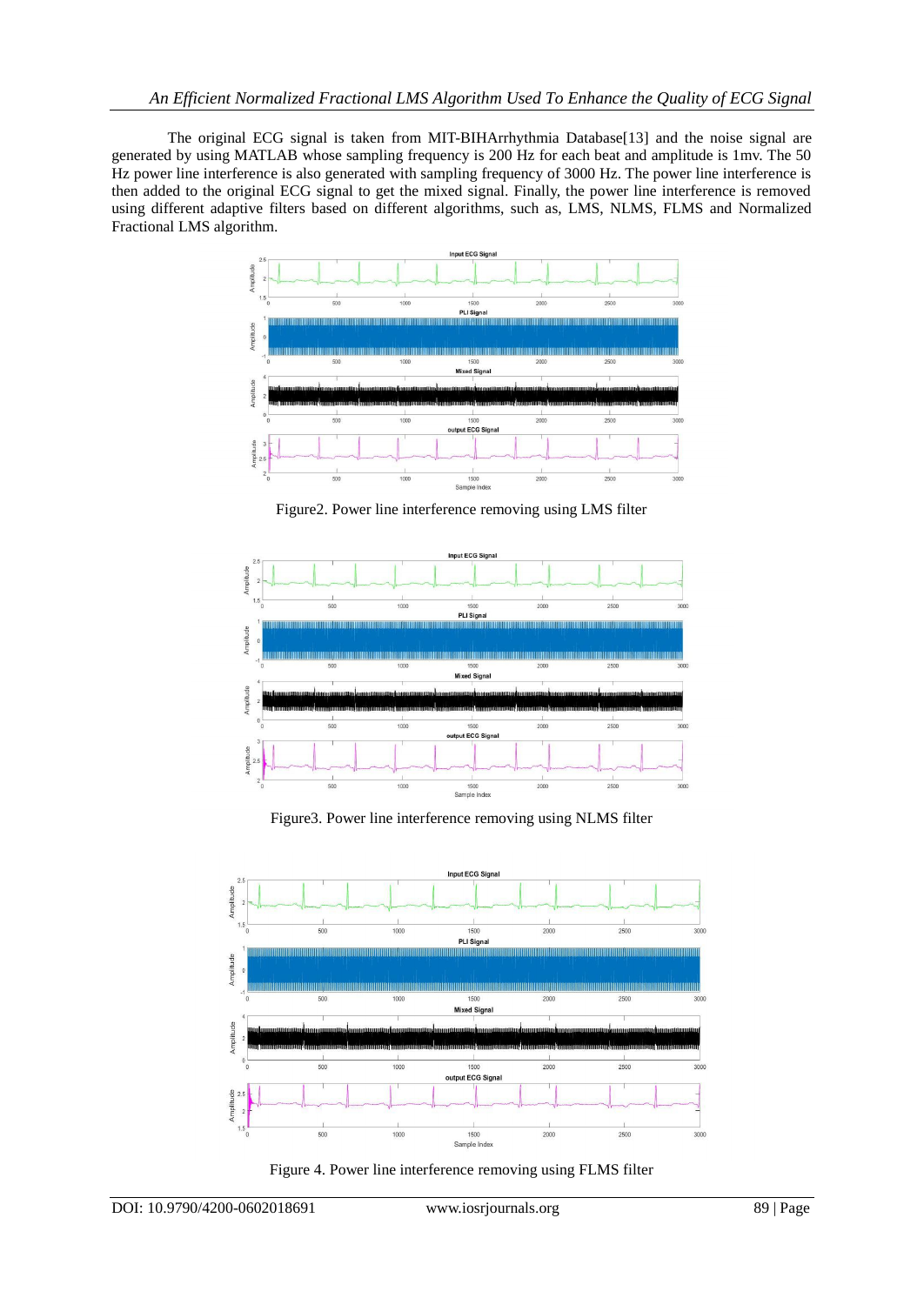The original ECG signal is taken from MIT-BIHArrhythmia Database[13] and the noise signal are generated by using MATLAB whose sampling frequency is 200 Hz for each beat and amplitude is 1mv. The 50 Hz power line interference is also generated with sampling frequency of 3000 Hz. The power line interference is then added to the original ECG signal to get the mixed signal. Finally, the power line interference is removed using different adaptive filters based on different algorithms, such as, LMS, NLMS, FLMS and Normalized Fractional LMS algorithm.

Figure2. Power line interference removing using LMS filter

Figure3. Power line interference removing using NLMS filter

Figure 4. Power line interference removing using FLMS filter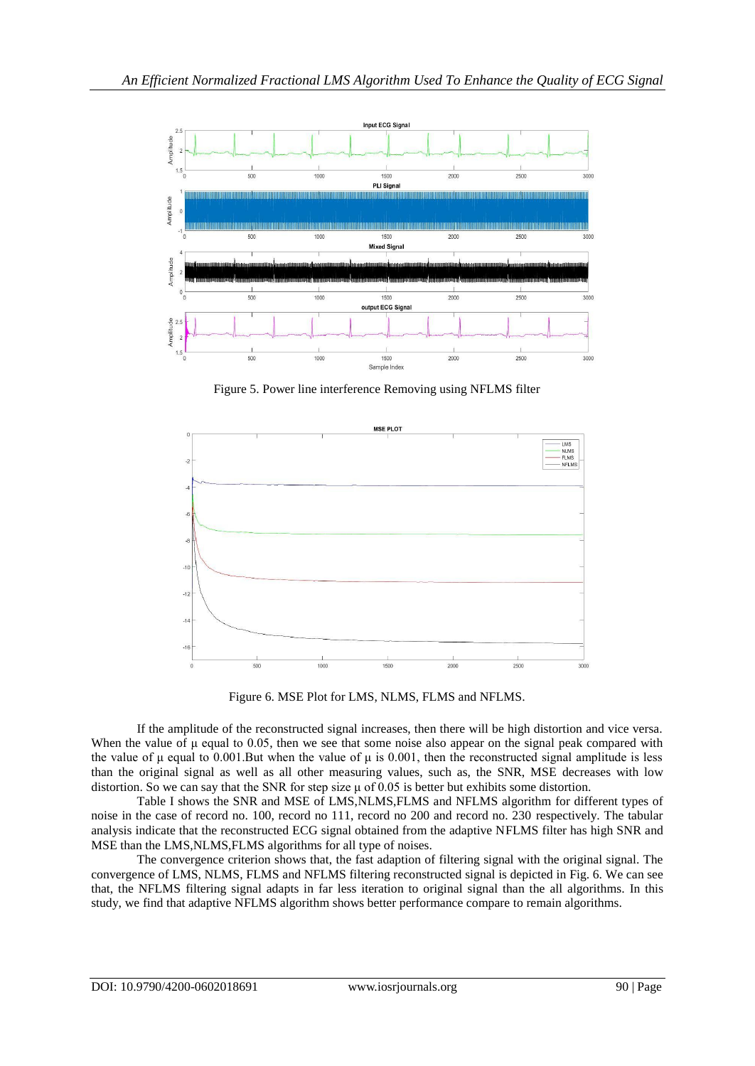Figure 5. Power line interference Removing using NFLMS filter

Figure 6. MSE Plot for LMS, NLMS, FLMS and NFLMS.

If the amplitude of the reconstructed signal increases, then there will be high distortion and vice versa. When the value of μ equal to 0.05, then we see that some noise also appear on the signal peak compared with the value of μ equal to 0.001.But when the value of μ is 0.001, then the reconstructed signal amplitude is less than the original signal as well as all other measuring values, such as, the SNR, MSE decreases with low distortion. So we can say that the SNR for step size μ of 0.05 is better but exhibits some distortion.

Table I shows the SNR and MSE of LMS,NLMS,FLMS and NFLMS algorithm for different types of noise in the case of record no. 100, record no 111, record no 200 and record no. 230 respectively. The tabular analysis indicate that the reconstructed ECG signal obtained from the adaptive NFLMS filter has high SNR and MSE than the LMS,NLMS,FLMS algorithms for all type of noises.

The convergence criterion shows that, the fast adaption of filtering signal with the original signal. The convergence of LMS, NLMS, FLMS and NFLMS filtering reconstructed signal is depicted in Fig. 6. We can see that, the NFLMS filtering signal adapts in far less iteration to original signal than the all algorithms. In this study, we find that adaptive NFLMS algorithm shows better performance compare to remain algorithms.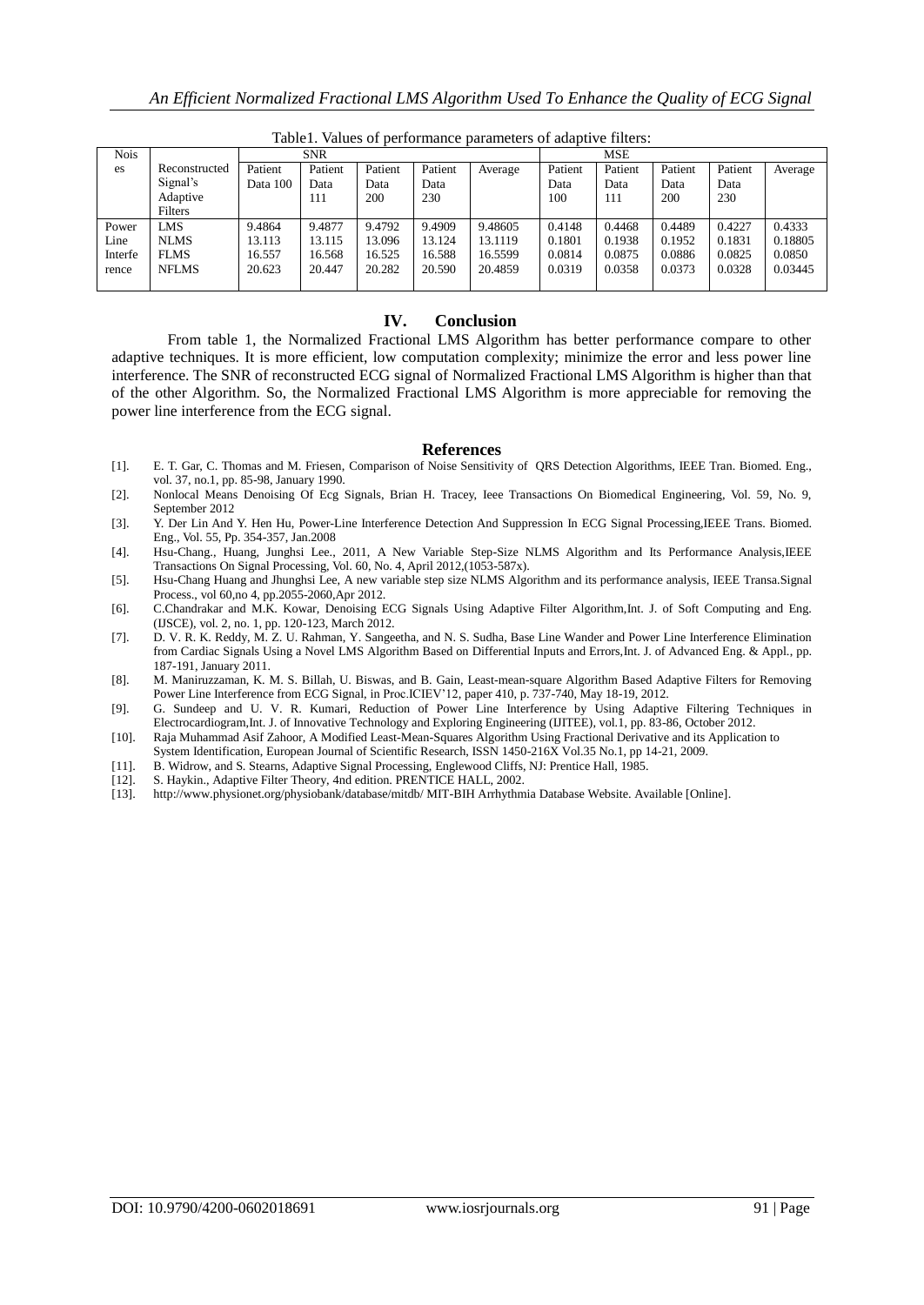Table1. Values of performance parameters of adaptive filters:

| Noises | Reconstructed Signal's Adaptive Filters | SNR | | | | | MSE | | | | |
|---|---|---|---|---|---|---|---|---|---|---|---|
| | | Patient Data 100 | Patient Data 111 | Patient Data 200 | Patient Data 230 | Average | Patient Data 100 | Patient Data 111 | Patient Data 200 | Patient Data 230 | Average |
| Power Line Interference | LMS | 9.4864 | 9.4877 | 9.4792 | 9.4909 | 9.48605 | 0.4148 | 0.4468 | 0.4489 | 0.4227 | 0.4333 |
| | NLMS | 13.113 | 13.115 | 13.096 | 13.124 | 13.1119 | 0.1801 | 0.1938 | 0.1952 | 0.1831 | 0.18805 |
| | FLMS | 16.557 | 16.568 | 16.525 | 16.588 | 16.5599 | 0.0814 | 0.0875 | 0.0886 | 0.0825 | 0.0850 |
| | NFLMS | 20.623 | 20.447 | 20.282 | 20.590 | 20.4859 | 0.0319 | 0.0358 | 0.0373 | 0.0328 | 0.03445 |

## IV. Conclusion

From table 1, the Normalized Fractional LMS Algorithm has better performance compare to other adaptive techniques. It is more efficient, low computation complexity; minimize the error and less power line interference. The SNR of reconstructed ECG signal of Normalized Fractional LMS Algorithm is higher than that of the other Algorithm. So, the Normalized Fractional LMS Algorithm is more appreciable for removing the power line interference from the ECG signal.

## References

[1]. E. T. Gar, C. Thomas and M. Friesen, Comparison of Noise Sensitivity of QRS Detection Algorithms, IEEE Tran. Biomed. Eng., vol. 37, no.1, pp. 85-98, January 1990.

[2]. Nonlocal Means Denoising Of Ecg Signals, Brian H. Tracey, Ieee Transactions On Biomedical Engineering, Vol. 59, No. 9, September 2012

[3]. Y. Der Lin And Y. Hen Hu, Power-Line Interference Detection And Suppression In ECG Signal Processing,IEEE Trans. Biomed. Eng., Vol. 55, Pp. 354-357, Jan.2008

[4]. Hsu-Chang., Huang, Junghsi Lee., 2011, A New Variable Step-Size NLMS Algorithm and Its Performance Analysis,IEEE Transactions On Signal Processing, Vol. 60, No. 4, April 2012,(1053-587x).

[5]. Hsu-Chang Huang and Jhunghsi Lee, A new variable step size NLMS Algorithm and its performance analysis, IEEE Transa.Signal Process., vol 60,no 4, pp.2055-2060,Apr 2012.

[6]. C.Chandrakar and M.K. Kowar, Denoising ECG Signals Using Adaptive Filter Algorithm,Int. J. of Soft Computing and Eng. (IJSCE), vol. 2, no. 1, pp. 120-123, March 2012.

[7]. D. V. R. K. Reddy, M. Z. U. Rahman, Y. Sangeetha, and N. S. Sudha, Base Line Wander and Power Line Interference Elimination from Cardiac Signals Using a Novel LMS Algorithm Based on Differential Inputs and Errors,Int. J. of Advanced Eng. & Appl., pp. 187-191, January 2011.

[8]. M. Maniruzzaman, K. M. S. Billah, U. Biswas, and B. Gain, Least-mean-square Algorithm Based Adaptive Filters for Removing Power Line Interference from ECG Signal, in Proc.ICIEV'12, paper 410, p. 737-740, May 18-19, 2012.

[9]. G. Sundeep and U. V. R. Kumari, Reduction of Power Line Interference by Using Adaptive Filtering Techniques in Electrocardiogram,Int. J. of Innovative Technology and Exploring Engineering (IJITEE), vol.1, pp. 83-86, October 2012.

[10]. Raja Muhammad Asif Zahoor, A Modified Least-Mean-Squares Algorithm Using Fractional Derivative and its Application to System Identification, European Journal of Scientific Research, ISSN 1450-216X Vol.35 No.1, pp 14-21, 2009.

[11]. B. Widrow, and S. Stearns, Adaptive Signal Processing, Englewood Cliffs, NJ: Prentice Hall, 1985.

[12]. S. Haykin., Adaptive Filter Theory, 4nd edition. PRENTICE HALL, 2002.

[13]. http://www.physionet.org/physiobank/database/mitdb/ MIT-BIH Arrhythmia Database Website. Available [Online].